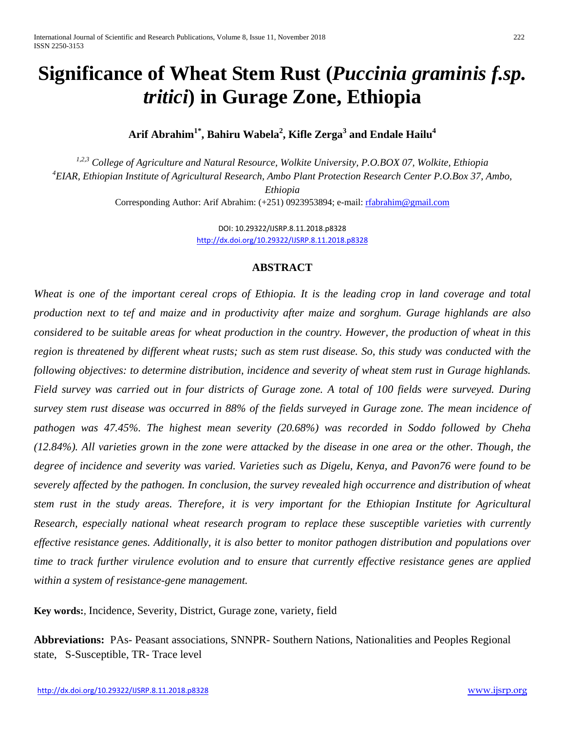# Significance of Wheat Stem Rust (*Puccinia graminis f.sp. tritici*) in Gurage Zone, Ethiopia

**Arif Abrahim[1*], Bahiru Wabela[2], Kifle Zerga[3] and Endale Hailu[4]**

*[1,2,3] College of Agriculture and Natural Resource, Wolkite University, P.O.BOX 07, Wolkite, Ethiopia*
*[4]EIAR, Ethiopian Institute of Agricultural Research, Ambo Plant Protection Research Center P.O.Box 37, Ambo, Ethiopia*

Corresponding Author: Arif Abrahim: (+251) 0923953894; e-mail: rfabrahim@gmail.com

DOI: 10.29322/IJSRP.8.11.2018.p8328
http://dx.doi.org/10.29322/IJSRP.8.11.2018.p8328

## ABSTRACT

*Wheat is one of the important cereal crops of Ethiopia. It is the leading crop in land coverage and total production next to tef and maize and in productivity after maize and sorghum. Gurage highlands are also considered to be suitable areas for wheat production in the country. However, the production of wheat in this region is threatened by different wheat rusts; such as stem rust disease. So, this study was conducted with the following objectives: to determine distribution, incidence and severity of wheat stem rust in Gurage highlands. Field survey was carried out in four districts of Gurage zone. A total of 100 fields were surveyed. During survey stem rust disease was occurred in 88% of the fields surveyed in Gurage zone. The mean incidence of pathogen was 47.45%. The highest mean severity (20.68%) was recorded in Soddo followed by Cheha (12.84%). All varieties grown in the zone were attacked by the disease in one area or the other. Though, the degree of incidence and severity was varied. Varieties such as Digelu, Kenya, and Pavon76 were found to be severely affected by the pathogen. In conclusion, the survey revealed high occurrence and distribution of wheat stem rust in the study areas. Therefore, it is very important for the Ethiopian Institute for Agricultural Research, especially national wheat research program to replace these susceptible varieties with currently effective resistance genes. Additionally, it is also better to monitor pathogen distribution and populations over time to track further virulence evolution and to ensure that currently effective resistance genes are applied within a system of resistance-gene management.*

**Key words:**, Incidence, Severity, District, Gurage zone, variety, field

**Abbreviations:** PAs- Peasant associations, SNNPR- Southern Nations, Nationalities and Peoples Regional state, S-Susceptible, TR- Trace level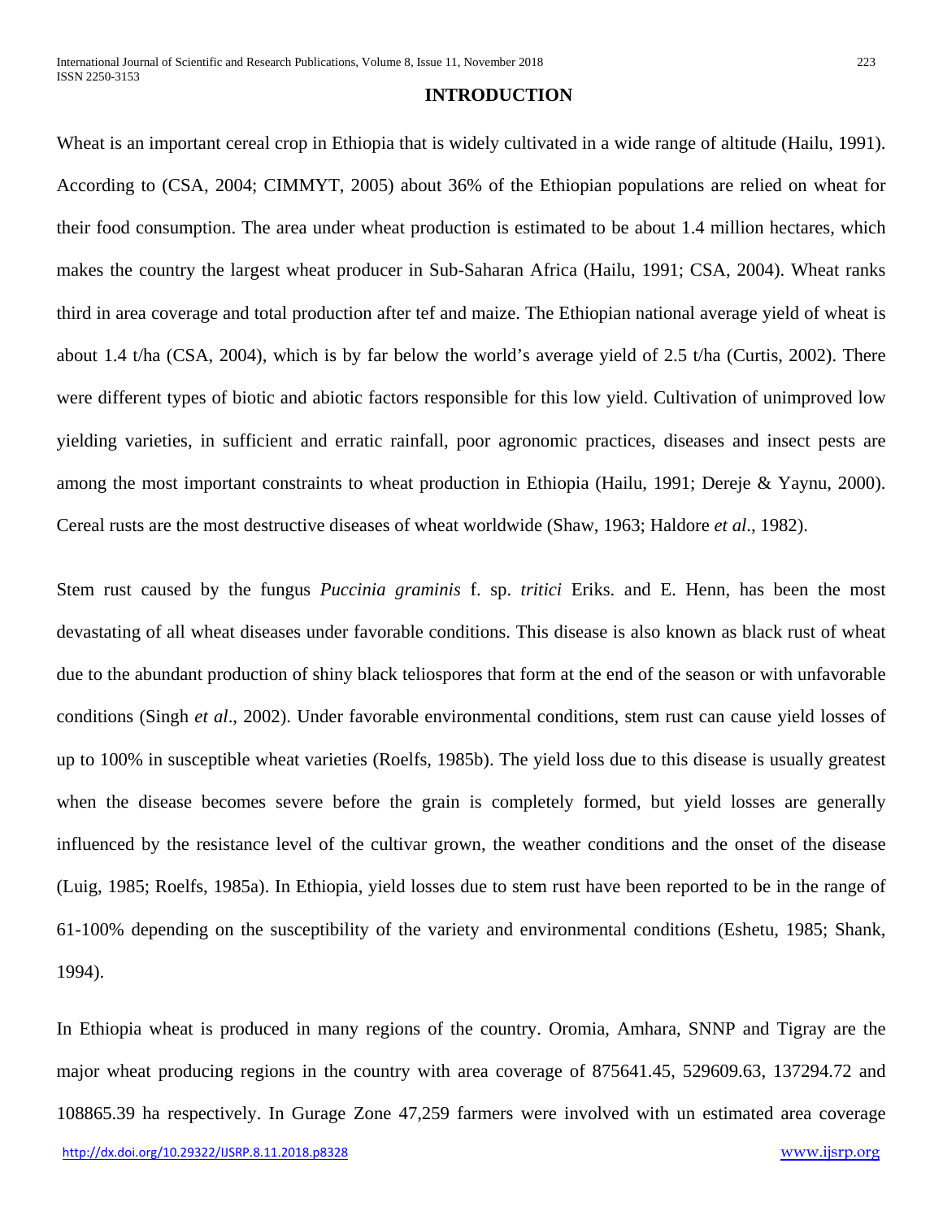## INTRODUCTION

Wheat is an important cereal crop in Ethiopia that is widely cultivated in a wide range of altitude (Hailu, 1991). According to (CSA, 2004; CIMMYT, 2005) about 36% of the Ethiopian populations are relied on wheat for their food consumption. The area under wheat production is estimated to be about 1.4 million hectares, which makes the country the largest wheat producer in Sub-Saharan Africa (Hailu, 1991; CSA, 2004). Wheat ranks third in area coverage and total production after tef and maize. The Ethiopian national average yield of wheat is about 1.4 t/ha (CSA, 2004), which is by far below the world's average yield of 2.5 t/ha (Curtis, 2002). There were different types of biotic and abiotic factors responsible for this low yield. Cultivation of unimproved low yielding varieties, in sufficient and erratic rainfall, poor agronomic practices, diseases and insect pests are among the most important constraints to wheat production in Ethiopia (Hailu, 1991; Dereje & Yaynu, 2000). Cereal rusts are the most destructive diseases of wheat worldwide (Shaw, 1963; Haldore *et al*., 1982).

Stem rust caused by the fungus *Puccinia graminis* f. sp. *tritici* Eriks. and E. Henn, has been the most devastating of all wheat diseases under favorable conditions. This disease is also known as black rust of wheat due to the abundant production of shiny black teliospores that form at the end of the season or with unfavorable conditions (Singh *et al*., 2002). Under favorable environmental conditions, stem rust can cause yield losses of up to 100% in susceptible wheat varieties (Roelfs, 1985b). The yield loss due to this disease is usually greatest when the disease becomes severe before the grain is completely formed, but yield losses are generally influenced by the resistance level of the cultivar grown, the weather conditions and the onset of the disease (Luig, 1985; Roelfs, 1985a). In Ethiopia, yield losses due to stem rust have been reported to be in the range of 61-100% depending on the susceptibility of the variety and environmental conditions (Eshetu, 1985; Shank, 1994).

In Ethiopia wheat is produced in many regions of the country. Oromia, Amhara, SNNP and Tigray are the major wheat producing regions in the country with area coverage of 875641.45, 529609.63, 137294.72 and 108865.39 ha respectively. In Gurage Zone 47,259 farmers were involved with un estimated area coverage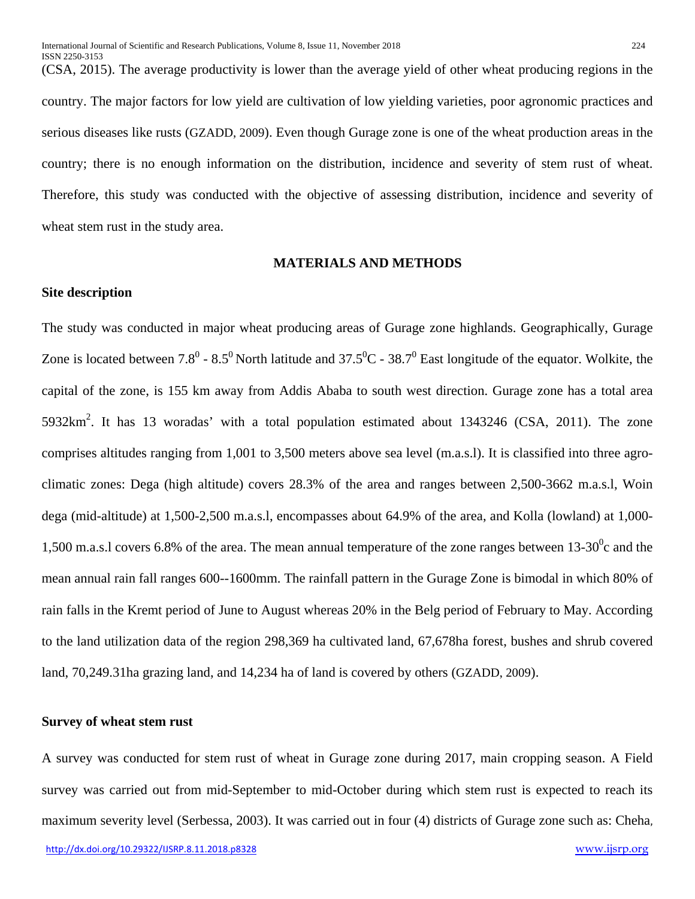(CSA, 2015). The average productivity is lower than the average yield of other wheat producing regions in the country. The major factors for low yield are cultivation of low yielding varieties, poor agronomic practices and serious diseases like rusts (GZADD, 2009). Even though Gurage zone is one of the wheat production areas in the country; there is no enough information on the distribution, incidence and severity of stem rust of wheat. Therefore, this study was conducted with the objective of assessing distribution, incidence and severity of wheat stem rust in the study area.

## MATERIALS AND METHODS

### Site description

The study was conducted in major wheat producing areas of Gurage zone highlands. Geographically, Gurage Zone is located between $7.8^0$ - $8.5^0$ North latitude and $37.5^0$C - $38.7^0$ East longitude of the equator. Wolkite, the capital of the zone, is 155 km away from Addis Ababa to south west direction. Gurage zone has a total area 5932km$^2$. It has 13 woradas' with a total population estimated about 1343246 (CSA, 2011). The zone comprises altitudes ranging from 1,001 to 3,500 meters above sea level (m.a.s.l). It is classified into three agro-climatic zones: Dega (high altitude) covers 28.3% of the area and ranges between 2,500-3662 m.a.s.l, Woin dega (mid-altitude) at 1,500-2,500 m.a.s.l, encompasses about 64.9% of the area, and Kolla (lowland) at 1,000-1,500 m.a.s.l covers 6.8% of the area. The mean annual temperature of the zone ranges between 13-30$^0$c and the mean annual rain fall ranges 600--1600mm. The rainfall pattern in the Gurage Zone is bimodal in which 80% of rain falls in the Kremt period of June to August whereas 20% in the Belg period of February to May. According to the land utilization data of the region 298,369 ha cultivated land, 67,678ha forest, bushes and shrub covered land, 70,249.31ha grazing land, and 14,234 ha of land is covered by others (GZADD, 2009).

### Survey of wheat stem rust

A survey was conducted for stem rust of wheat in Gurage zone during 2017, main cropping season. A Field survey was carried out from mid-September to mid-October during which stem rust is expected to reach its maximum severity level (Serbessa, 2003). It was carried out in four (4) districts of Gurage zone such as: Cheha,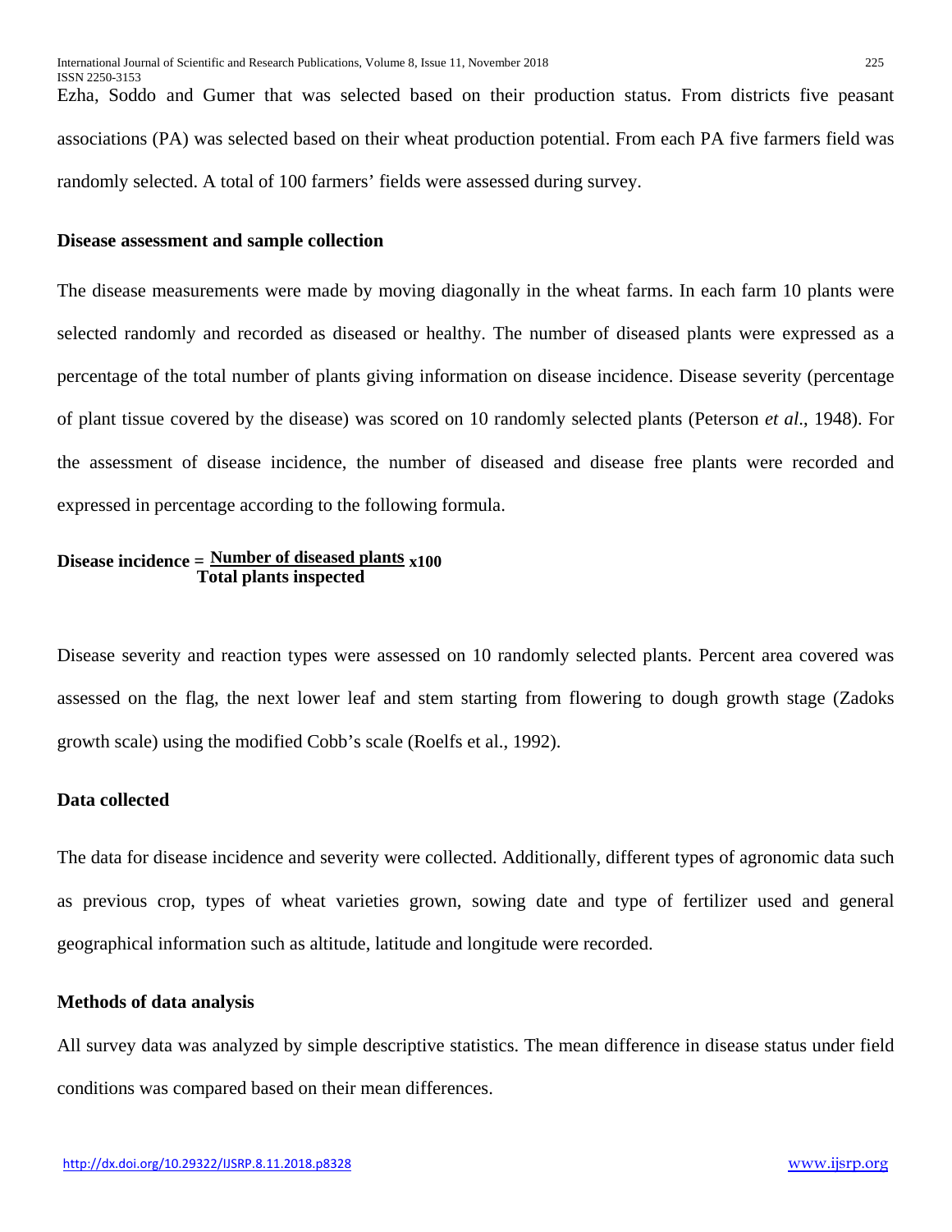Ezha, Soddo and Gumer that was selected based on their production status. From districts five peasant associations (PA) was selected based on their wheat production potential. From each PA five farmers field was randomly selected. A total of 100 farmers' fields were assessed during survey.

### Disease assessment and sample collection

The disease measurements were made by moving diagonally in the wheat farms. In each farm 10 plants were selected randomly and recorded as diseased or healthy. The number of diseased plants were expressed as a percentage of the total number of plants giving information on disease incidence. Disease severity (percentage of plant tissue covered by the disease) was scored on 10 randomly selected plants (Peterson *et al*., 1948). For the assessment of disease incidence, the number of diseased and disease free plants were recorded and expressed in percentage according to the following formula.

$$\textbf{Disease incidence} = \frac{\textbf{Number of diseased plants}}{\textbf{Total plants inspected}} \times 100$$

Disease severity and reaction types were assessed on 10 randomly selected plants. Percent area covered was assessed on the flag, the next lower leaf and stem starting from flowering to dough growth stage (Zadoks growth scale) using the modified Cobb's scale (Roelfs et al., 1992).

### Data collected

The data for disease incidence and severity were collected. Additionally, different types of agronomic data such as previous crop, types of wheat varieties grown, sowing date and type of fertilizer used and general geographical information such as altitude, latitude and longitude were recorded.

### Methods of data analysis

All survey data was analyzed by simple descriptive statistics. The mean difference in disease status under field conditions was compared based on their mean differences.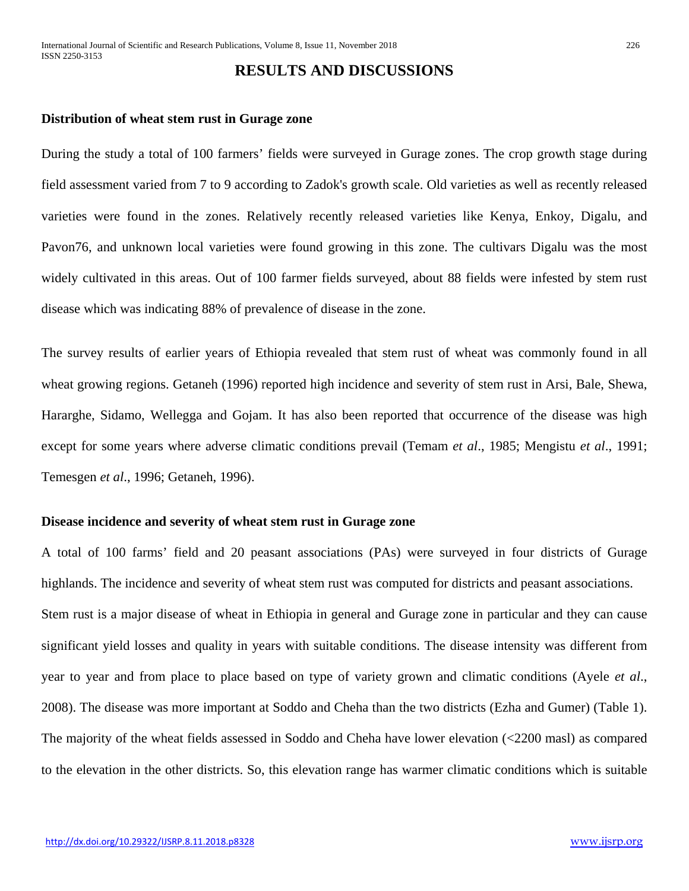## RESULTS AND DISCUSSIONS

### Distribution of wheat stem rust in Gurage zone

During the study a total of 100 farmers' fields were surveyed in Gurage zones. The crop growth stage during field assessment varied from 7 to 9 according to Zadok's growth scale. Old varieties as well as recently released varieties were found in the zones. Relatively recently released varieties like Kenya, Enkoy, Digalu, and Pavon76, and unknown local varieties were found growing in this zone. The cultivars Digalu was the most widely cultivated in this areas. Out of 100 farmer fields surveyed, about 88 fields were infested by stem rust disease which was indicating 88% of prevalence of disease in the zone.

The survey results of earlier years of Ethiopia revealed that stem rust of wheat was commonly found in all wheat growing regions. Getaneh (1996) reported high incidence and severity of stem rust in Arsi, Bale, Shewa, Hararghe, Sidamo, Wellegga and Gojam. It has also been reported that occurrence of the disease was high except for some years where adverse climatic conditions prevail (Temam *et al*., 1985; Mengistu *et al*., 1991; Temesgen *et al*., 1996; Getaneh, 1996).

### Disease incidence and severity of wheat stem rust in Gurage zone

A total of 100 farms' field and 20 peasant associations (PAs) were surveyed in four districts of Gurage highlands. The incidence and severity of wheat stem rust was computed for districts and peasant associations. Stem rust is a major disease of wheat in Ethiopia in general and Gurage zone in particular and they can cause significant yield losses and quality in years with suitable conditions. The disease intensity was different from year to year and from place to place based on type of variety grown and climatic conditions (Ayele *et al*., 2008). The disease was more important at Soddo and Cheha than the two districts (Ezha and Gumer) (Table 1). The majority of the wheat fields assessed in Soddo and Cheha have lower elevation (<2200 masl) as compared to the elevation in the other districts. So, this elevation range has warmer climatic conditions which is suitable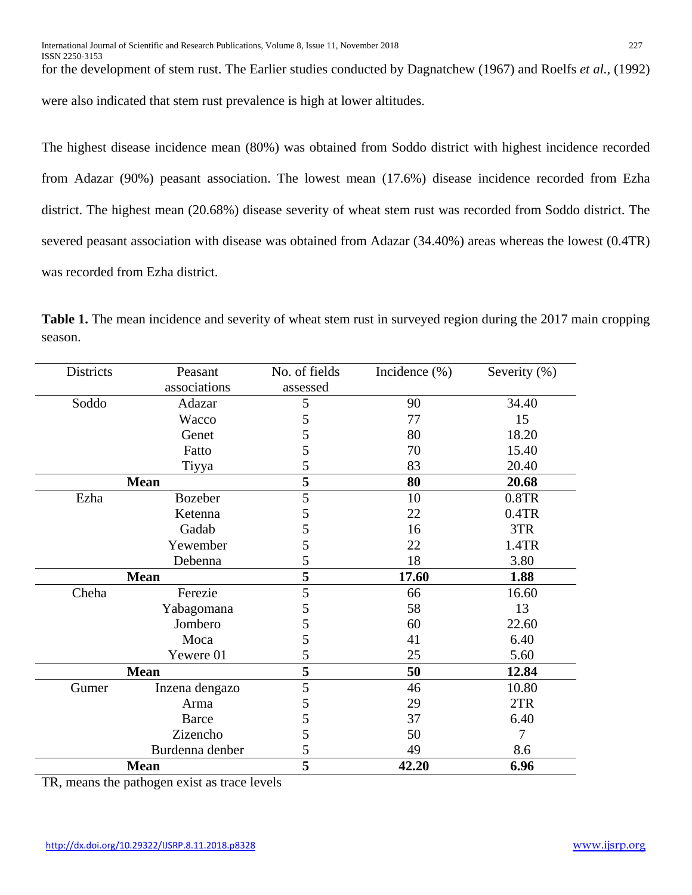for the development of stem rust. The Earlier studies conducted by Dagnatchew (1967) and Roelfs *et al.*, (1992) were also indicated that stem rust prevalence is high at lower altitudes.

The highest disease incidence mean (80%) was obtained from Soddo district with highest incidence recorded from Adazar (90%) peasant association. The lowest mean (17.6%) disease incidence recorded from Ezha district. The highest mean (20.68%) disease severity of wheat stem rust was recorded from Soddo district. The severed peasant association with disease was obtained from Adazar (34.40%) areas whereas the lowest (0.4TR) was recorded from Ezha district.

**Table 1.** The mean incidence and severity of wheat stem rust in surveyed region during the 2017 main cropping season.

| Districts | Peasant associations | No. of fields assessed | Incidence (%) | Severity (%) |
|---|---|---|---|---|
| Soddo | Adazar | 5 | 90 | 34.40 |
| | Wacco | 5 | 77 | 15 |
| | Genet | 5 | 80 | 18.20 |
| | Fatto | 5 | 70 | 15.40 |
| | Tiyya | 5 | 83 | 20.40 |
| **Mean** | | **5** | **80** | **20.68** |
| Ezha | Bozeber | 5 | 10 | 0.8TR |
| | Ketenna | 5 | 22 | 0.4TR |
| | Gadab | 5 | 16 | 3TR |
| | Yewember | 5 | 22 | 1.4TR |
| | Debenna | 5 | 18 | 3.80 |
| **Mean** | | **5** | **17.60** | **1.88** |
| Cheha | Ferezie | 5 | 66 | 16.60 |
| | Yabagomana | 5 | 58 | 13 |
| | Jombero | 5 | 60 | 22.60 |
| | Moca | 5 | 41 | 6.40 |
| | Yewere 01 | 5 | 25 | 5.60 |
| **Mean** | | **5** | **50** | **12.84** |
| Gumer | Inzena dengazo | 5 | 46 | 10.80 |
| | Arma | 5 | 29 | 2TR |
| | Barce | 5 | 37 | 6.40 |
| | Zizencho | 5 | 50 | 7 |
| | Burdenna denber | 5 | 49 | 8.6 |
| **Mean** | | **5** | **42.20** | **6.96** |

TR, means the pathogen exist as trace levels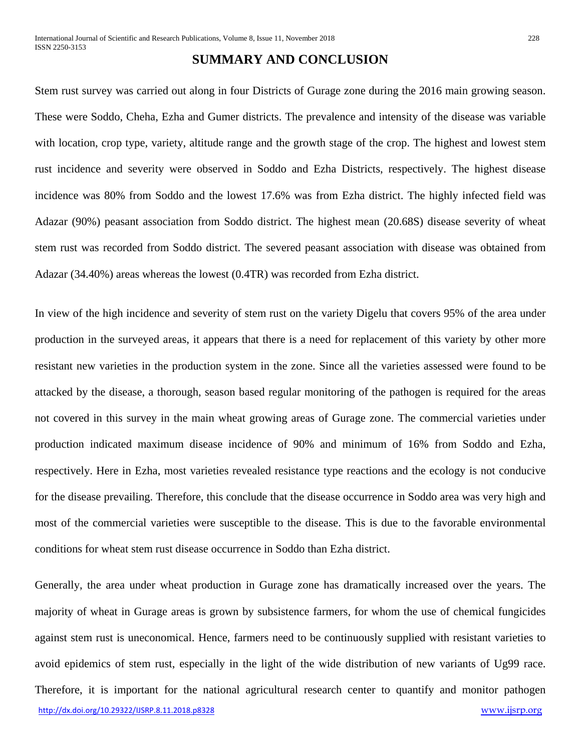## SUMMARY AND CONCLUSION

Stem rust survey was carried out along in four Districts of Gurage zone during the 2016 main growing season. These were Soddo, Cheha, Ezha and Gumer districts. The prevalence and intensity of the disease was variable with location, crop type, variety, altitude range and the growth stage of the crop. The highest and lowest stem rust incidence and severity were observed in Soddo and Ezha Districts, respectively. The highest disease incidence was 80% from Soddo and the lowest 17.6% was from Ezha district. The highly infected field was Adazar (90%) peasant association from Soddo district. The highest mean (20.68S) disease severity of wheat stem rust was recorded from Soddo district. The severed peasant association with disease was obtained from Adazar (34.40%) areas whereas the lowest (0.4TR) was recorded from Ezha district.

In view of the high incidence and severity of stem rust on the variety Digelu that covers 95% of the area under production in the surveyed areas, it appears that there is a need for replacement of this variety by other more resistant new varieties in the production system in the zone. Since all the varieties assessed were found to be attacked by the disease, a thorough, season based regular monitoring of the pathogen is required for the areas not covered in this survey in the main wheat growing areas of Gurage zone. The commercial varieties under production indicated maximum disease incidence of 90% and minimum of 16% from Soddo and Ezha, respectively. Here in Ezha, most varieties revealed resistance type reactions and the ecology is not conducive for the disease prevailing. Therefore, this conclude that the disease occurrence in Soddo area was very high and most of the commercial varieties were susceptible to the disease. This is due to the favorable environmental conditions for wheat stem rust disease occurrence in Soddo than Ezha district.

Generally, the area under wheat production in Gurage zone has dramatically increased over the years. The majority of wheat in Gurage areas is grown by subsistence farmers, for whom the use of chemical fungicides against stem rust is uneconomical. Hence, farmers need to be continuously supplied with resistant varieties to avoid epidemics of stem rust, especially in the light of the wide distribution of new variants of Ug99 race. Therefore, it is important for the national agricultural research center to quantify and monitor pathogen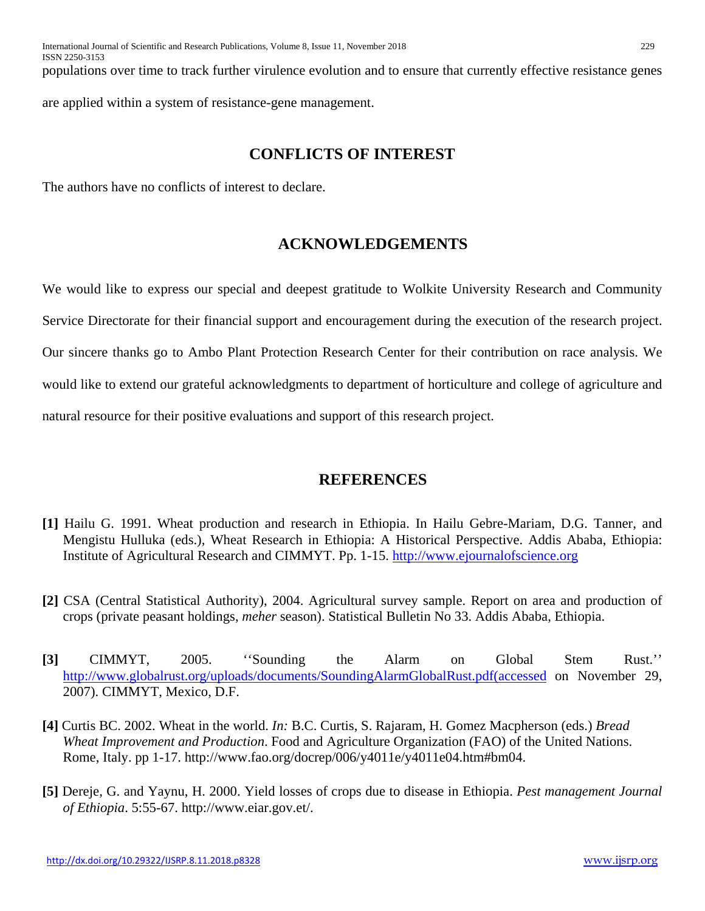populations over time to track further virulence evolution and to ensure that currently effective resistance genes are applied within a system of resistance-gene management.

## CONFLICTS OF INTEREST

The authors have no conflicts of interest to declare.

## ACKNOWLEDGEMENTS

We would like to express our special and deepest gratitude to Wolkite University Research and Community Service Directorate for their financial support and encouragement during the execution of the research project. Our sincere thanks go to Ambo Plant Protection Research Center for their contribution on race analysis. We would like to extend our grateful acknowledgments to department of horticulture and college of agriculture and natural resource for their positive evaluations and support of this research project.

## REFERENCES

**[1]** Hailu G. 1991. Wheat production and research in Ethiopia. In Hailu Gebre-Mariam, D.G. Tanner, and Mengistu Hulluka (eds.), Wheat Research in Ethiopia: A Historical Perspective. Addis Ababa, Ethiopia: Institute of Agricultural Research and CIMMYT. Pp. 1-15. http://www.ejournalofscience.org

**[2]** CSA (Central Statistical Authority), 2004. Agricultural survey sample. Report on area and production of crops (private peasant holdings, *meher* season). Statistical Bulletin No 33. Addis Ababa, Ethiopia.

**[3]** CIMMYT, 2005. ''Sounding the Alarm on Global Stem Rust.'' http://www.globalrust.org/uploads/documents/SoundingAlarmGlobalRust.pdf(accessed on November 29, 2007). CIMMYT, Mexico, D.F.

**[4]** Curtis BC. 2002. Wheat in the world. *In:* B.C. Curtis, S. Rajaram, H. Gomez Macpherson (eds.) *Bread Wheat Improvement and Production*. Food and Agriculture Organization (FAO) of the United Nations. Rome, Italy. pp 1-17. http://www.fao.org/docrep/006/y4011e/y4011e04.htm#bm04.

**[5]** Dereje, G. and Yaynu, H. 2000. Yield losses of crops due to disease in Ethiopia. *Pest management Journal of Ethiopia*. 5:55-67. http://www.eiar.gov.et/.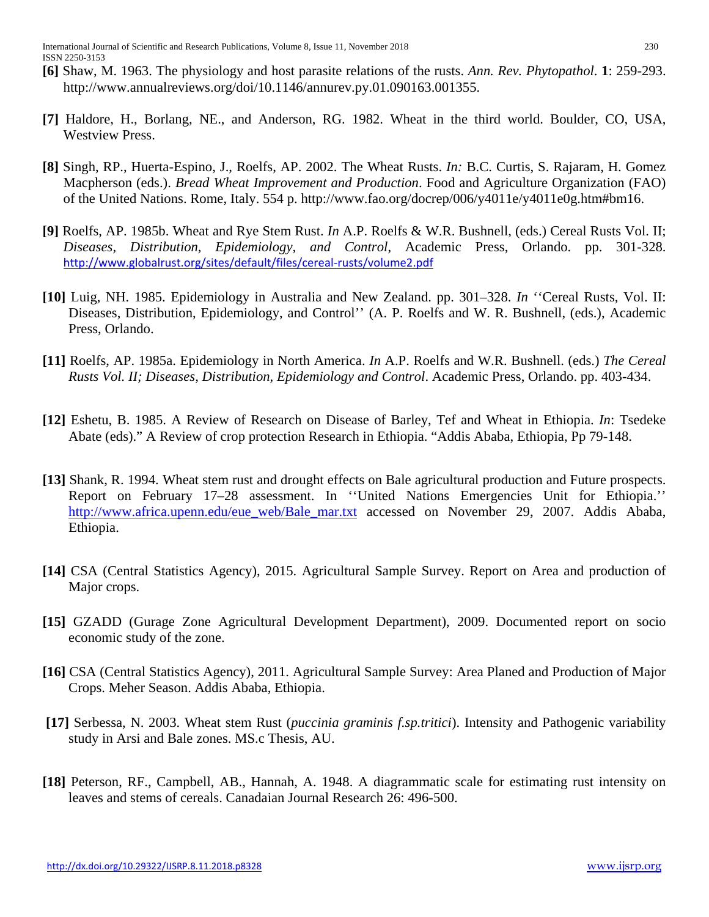**[6]** Shaw, M. 1963. The physiology and host parasite relations of the rusts. *Ann. Rev. Phytopathol*. **1**: 259-293. http://www.annualreviews.org/doi/10.1146/annurev.py.01.090163.001355.

**[7]** Haldore, H., Borlang, NE., and Anderson, RG. 1982. Wheat in the third world. Boulder, CO, USA, Westview Press.

**[8]** Singh, RP., Huerta-Espino, J., Roelfs, AP. 2002. The Wheat Rusts. *In:* B.C. Curtis, S. Rajaram, H. Gomez Macpherson (eds.). *Bread Wheat Improvement and Production*. Food and Agriculture Organization (FAO) of the United Nations. Rome, Italy. 554 p. http://www.fao.org/docrep/006/y4011e/y4011e0g.htm#bm16.

**[9]** Roelfs, AP. 1985b. Wheat and Rye Stem Rust. *In* A.P. Roelfs & W.R. Bushnell, (eds.) Cereal Rusts Vol. II; *Diseases, Distribution, Epidemiology, and Control*, Academic Press, Orlando. pp. 301-328. http://www.globalrust.org/sites/default/files/cereal-rusts/volume2.pdf

**[10]** Luig, NH. 1985. Epidemiology in Australia and New Zealand. pp. 301–328. *In* ''Cereal Rusts, Vol. II: Diseases, Distribution, Epidemiology, and Control'' (A. P. Roelfs and W. R. Bushnell, (eds.), Academic Press, Orlando.

**[11]** Roelfs, AP. 1985a. Epidemiology in North America. *In* A.P. Roelfs and W.R. Bushnell. (eds.) *The Cereal Rusts Vol. II; Diseases, Distribution, Epidemiology and Control*. Academic Press, Orlando. pp. 403-434.

**[12]** Eshetu, B. 1985. A Review of Research on Disease of Barley, Tef and Wheat in Ethiopia. *In*: Tsedeke Abate (eds)." A Review of crop protection Research in Ethiopia. "Addis Ababa, Ethiopia, Pp 79-148.

**[13]** Shank, R. 1994. Wheat stem rust and drought effects on Bale agricultural production and Future prospects. Report on February 17–28 assessment. In ''United Nations Emergencies Unit for Ethiopia.'' http://www.africa.upenn.edu/eue_web/Bale_mar.txt accessed on November 29, 2007. Addis Ababa, Ethiopia.

**[14]** CSA (Central Statistics Agency), 2015. Agricultural Sample Survey. Report on Area and production of Major crops.

**[15]** GZADD (Gurage Zone Agricultural Development Department), 2009. Documented report on socio economic study of the zone.

**[16]** CSA (Central Statistics Agency), 2011. Agricultural Sample Survey: Area Planed and Production of Major Crops. Meher Season. Addis Ababa, Ethiopia.

**[17]** Serbessa, N. 2003. Wheat stem Rust (*puccinia graminis f.sp.tritici*). Intensity and Pathogenic variability study in Arsi and Bale zones. MS.c Thesis, AU.

**[18]** Peterson, RF., Campbell, AB., Hannah, A. 1948. A diagrammatic scale for estimating rust intensity on leaves and stems of cereals. Canadaian Journal Research 26: 496-500.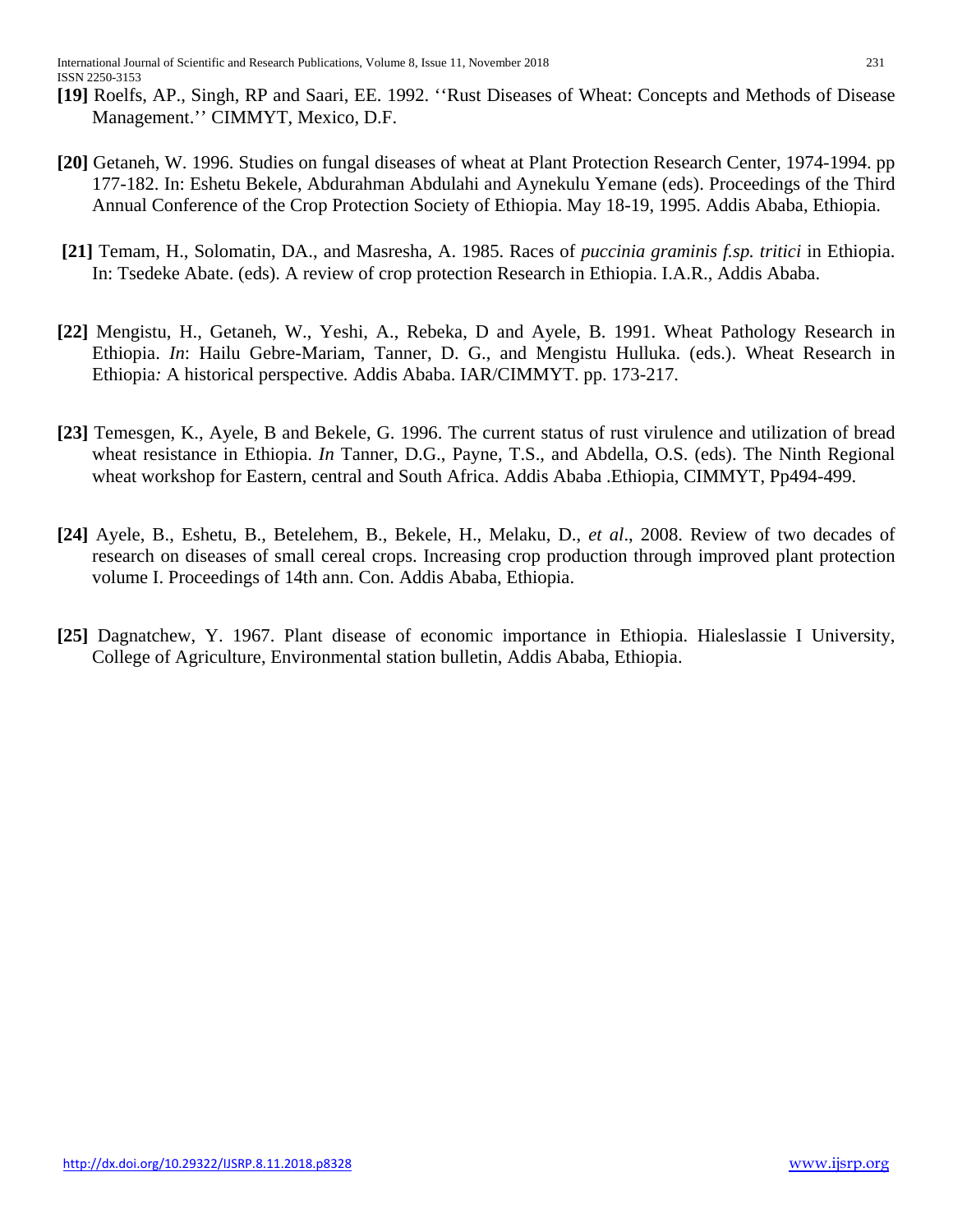**[19]** Roelfs, AP., Singh, RP and Saari, EE. 1992. ''Rust Diseases of Wheat: Concepts and Methods of Disease Management.'' CIMMYT, Mexico, D.F.

**[20]** Getaneh, W. 1996. Studies on fungal diseases of wheat at Plant Protection Research Center, 1974-1994. pp 177-182. In: Eshetu Bekele, Abdurahman Abdulahi and Aynekulu Yemane (eds). Proceedings of the Third Annual Conference of the Crop Protection Society of Ethiopia. May 18-19, 1995. Addis Ababa, Ethiopia.

**[21]** Temam, H., Solomatin, DA., and Masresha, A. 1985. Races of *puccinia graminis f.sp. tritici* in Ethiopia. In: Tsedeke Abate. (eds). A review of crop protection Research in Ethiopia. I.A.R., Addis Ababa.

**[22]** Mengistu, H., Getaneh, W., Yeshi, A., Rebeka, D and Ayele, B. 1991. Wheat Pathology Research in Ethiopia. *In*: Hailu Gebre-Mariam, Tanner, D. G., and Mengistu Hulluka. (eds.). Wheat Research in Ethiopia*:* A historical perspective*.* Addis Ababa. IAR/CIMMYT. pp. 173-217.

**[23]** Temesgen, K., Ayele, B and Bekele, G. 1996. The current status of rust virulence and utilization of bread wheat resistance in Ethiopia. *In* Tanner, D.G., Payne, T.S., and Abdella, O.S. (eds). The Ninth Regional wheat workshop for Eastern, central and South Africa. Addis Ababa .Ethiopia, CIMMYT, Pp494-499.

**[24]** Ayele, B., Eshetu, B., Betelehem, B., Bekele, H., Melaku, D., *et al*., 2008. Review of two decades of research on diseases of small cereal crops. Increasing crop production through improved plant protection volume I. Proceedings of 14th ann. Con. Addis Ababa, Ethiopia.

**[25]** Dagnatchew, Y. 1967. Plant disease of economic importance in Ethiopia. Hialeslassie I University, College of Agriculture, Environmental station bulletin, Addis Ababa, Ethiopia.